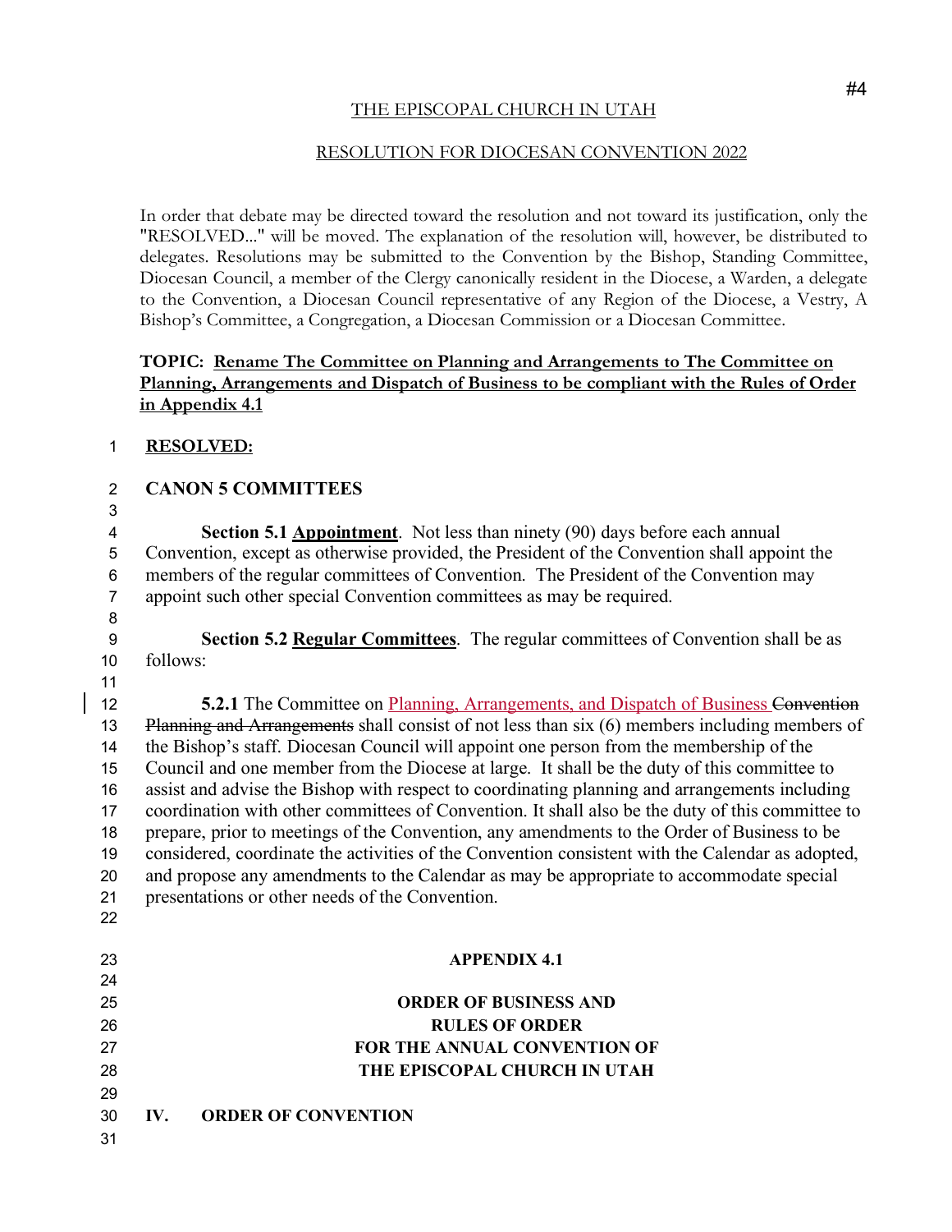#4

THE EPISCOPAL CHURCH IN UTAH

RESOLUTION FOR DIOCESAN CONVENTION 2022

In order that debate may be directed toward the resolution and not toward its justification, only the "RESOLVED..." will be moved. The explanation of the resolution will, however, be distributed to delegates. Resolutions may be submitted to the Convention by the Bishop, Standing Committee, Diocesan Council, a member of the Clergy canonically resident in the Diocese, a Warden, a delegate to the Convention, a Diocesan Council representative of any Region of the Diocese, a Vestry, A Bishop's Committee, a Congregation, a Diocesan Commission or a Diocesan Committee.

**TOPIC: Rename The Committee on Planning and Arrangements to The Committee on Planning, Arrangements and Dispatch of Business to be compliant with the Rules of Order in Appendix 4.1**

**RESOLVED:**

**CANON 5 COMMITTEES**

**Section 5.1 Appointment**. Not less than ninety (90) days before each annual Convention, except as otherwise provided, the President of the Convention shall appoint the members of the regular committees of Convention. The President of the Convention may appoint such other special Convention committees as may be required.

**Section 5.2 Regular Committees**. The regular committees of Convention shall be as follows:

**5.2.1** The Committee on Planning, Arrangements, and Dispatch of Business ~~Convention Planning and Arrangements~~ shall consist of not less than six (6) members including members of the Bishop's staff. Diocesan Council will appoint one person from the membership of the Council and one member from the Diocese at large. It shall be the duty of this committee to assist and advise the Bishop with respect to coordinating planning and arrangements including coordination with other committees of Convention. It shall also be the duty of this committee to prepare, prior to meetings of the Convention, any amendments to the Order of Business to be considered, coordinate the activities of the Convention consistent with the Calendar as adopted, and propose any amendments to the Calendar as may be appropriate to accommodate special presentations or other needs of the Convention.

**APPENDIX 4.1**

**ORDER OF BUSINESS AND RULES OF ORDER FOR THE ANNUAL CONVENTION OF THE EPISCOPAL CHURCH IN UTAH**

**IV. ORDER OF CONVENTION**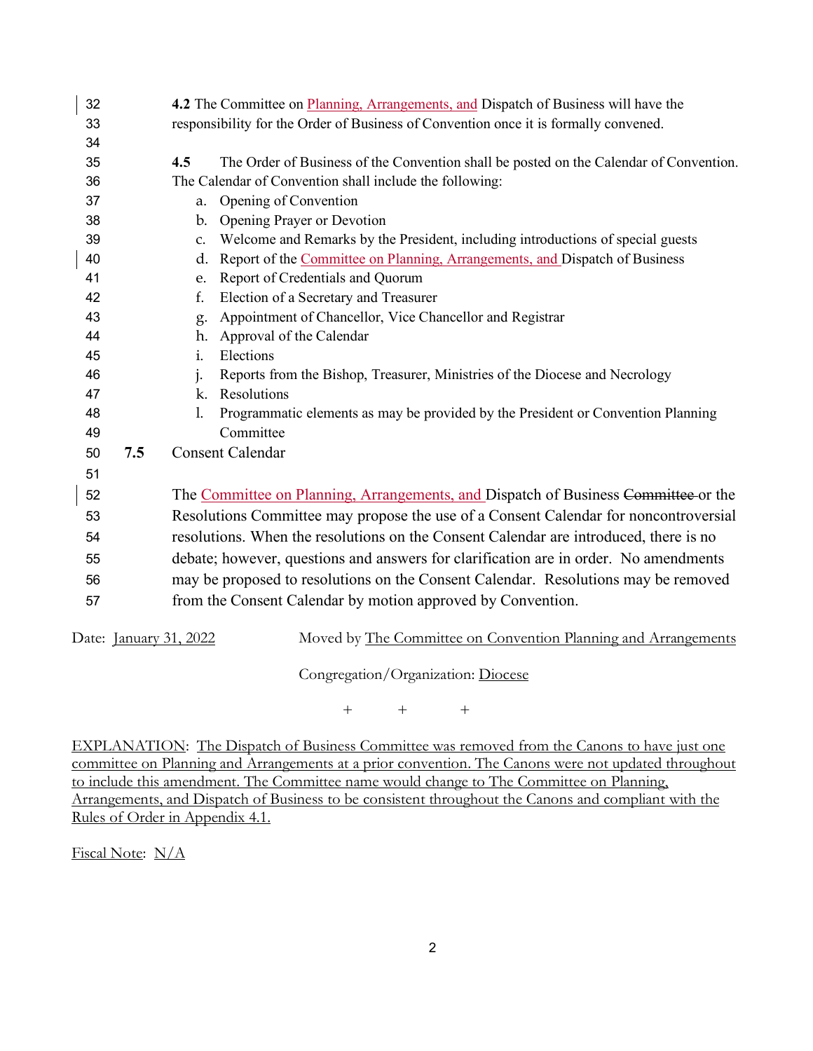**4.2** The Committee on Planning, Arrangements, and Dispatch of Business will have the responsibility for the Order of Business of Convention once it is formally convened.

**4.5** The Order of Business of the Convention shall be posted on the Calendar of Convention. The Calendar of Convention shall include the following:

a. Opening of Convention
b. Opening Prayer or Devotion
c. Welcome and Remarks by the President, including introductions of special guests
d. Report of the Committee on Planning, Arrangements, and Dispatch of Business
e. Report of Credentials and Quorum
f. Election of a Secretary and Treasurer
g. Appointment of Chancellor, Vice Chancellor and Registrar
h. Approval of the Calendar
i. Elections
j. Reports from the Bishop, Treasurer, Ministries of the Diocese and Necrology
k. Resolutions
l. Programmatic elements as may be provided by the President or Convention Planning Committee

**7.5** Consent Calendar

The Committee on Planning, Arrangements, and Dispatch of Business ~~Committee~~ or the Resolutions Committee may propose the use of a Consent Calendar for noncontroversial resolutions. When the resolutions on the Consent Calendar are introduced, there is no debate; however, questions and answers for clarification are in order. No amendments may be proposed to resolutions on the Consent Calendar. Resolutions may be removed from the Consent Calendar by motion approved by Convention.

Date: January 31, 2022 Moved by The Committee on Convention Planning and Arrangements

Congregation/Organization: Diocese

\+ \+ \+

EXPLANATION: The Dispatch of Business Committee was removed from the Canons to have just one committee on Planning and Arrangements at a prior convention. The Canons were not updated throughout to include this amendment. The Committee name would change to The Committee on Planning, Arrangements, and Dispatch of Business to be consistent throughout the Canons and compliant with the Rules of Order in Appendix 4.1.

Fiscal Note: N/A